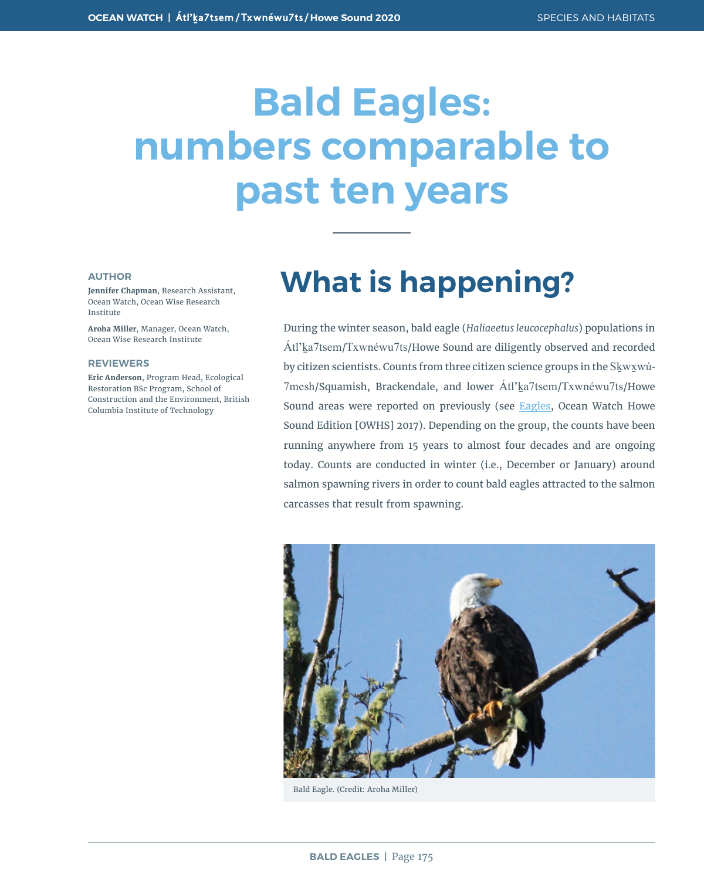# Bald Eagles: numbers comparable to past ten years

**AUTHOR**

**Jennifer Chapman**, Research Assistant, Ocean Watch, Ocean Wise Research Institute

**Aroha Miller**, Manager, Ocean Watch, Ocean Wise Research Institute

**REVIEWERS**

**Eric Anderson**, Program Head, Ecological Restoration BSc Program, School of Construction and the Environment, British Columbia Institute of Technology

## What is happening?

During the winter season, bald eagle (*Haliaeetus leucocephalus*) populations in Átl'ḵa7tsem/Txwnéwu7ts/Howe Sound are diligently observed and recorded by citizen scientists. Counts from three citizen science groups in the Sḵwx̱wú7mesh/Squamish, Brackendale, and lower Átl'ḵa7tsem/Txwnéwu7ts/Howe Sound areas were reported on previously (see Eagles, Ocean Watch Howe Sound Edition [OWHS] 2017). Depending on the group, the counts have been running anywhere from 15 years to almost four decades and are ongoing today. Counts are conducted in winter (i.e., December or January) around salmon spawning rivers in order to count bald eagles attracted to the salmon carcasses that result from spawning.

Bald Eagle. (Credit: Aroha Miller)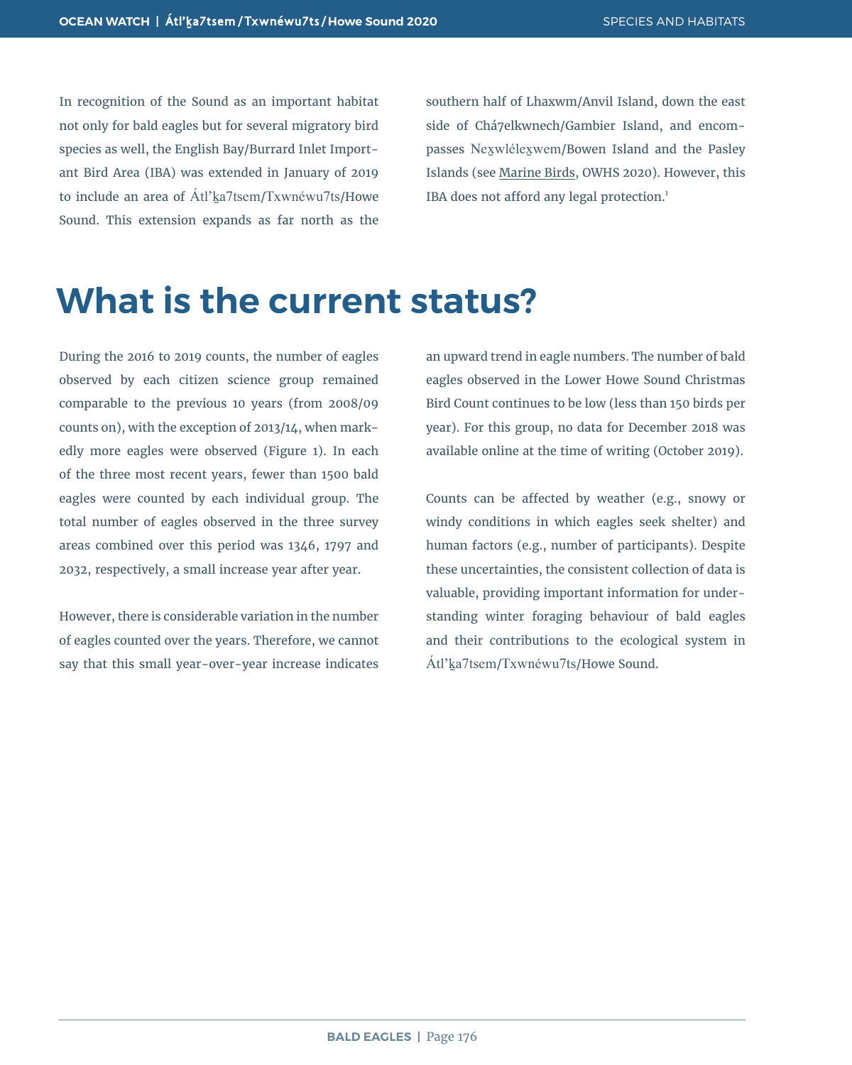In recognition of the Sound as an important habitat not only for bald eagles but for several migratory bird species as well, the English Bay/Burrard Inlet Important Bird Area (IBA) was extended in January of 2019 to include an area of Átl’ḵa7tsem/Txwnéwu7ts/Howe Sound. This extension expands as far north as the southern half of Lhaxwm/Anvil Island, down the east side of Chá7elkwnech/Gambier Island, and encompasses Nex̱wlélex̱wem/Bowen Island and the Pasley Islands (see Marine Birds, OWHS 2020). However, this IBA does not afford any legal protection.[1]

# What is the current status?

During the 2016 to 2019 counts, the number of eagles observed by each citizen science group remained comparable to the previous 10 years (from 2008/09 counts on), with the exception of 2013/14, when markedly more eagles were observed (Figure 1). In each of the three most recent years, fewer than 1500 bald eagles were counted by each individual group. The total number of eagles observed in the three survey areas combined over this period was 1346, 1797 and 2032, respectively, a small increase year after year.

However, there is considerable variation in the number of eagles counted over the years. Therefore, we cannot say that this small year-over-year increase indicates an upward trend in eagle numbers. The number of bald eagles observed in the Lower Howe Sound Christmas Bird Count continues to be low (less than 150 birds per year). For this group, no data for December 2018 was available online at the time of writing (October 2019).

Counts can be affected by weather (e.g., snowy or windy conditions in which eagles seek shelter) and human factors (e.g., number of participants). Despite these uncertainties, the consistent collection of data is valuable, providing important information for understanding winter foraging behaviour of bald eagles and their contributions to the ecological system in Átl’ḵa7tsem/Txwnéwu7ts/Howe Sound.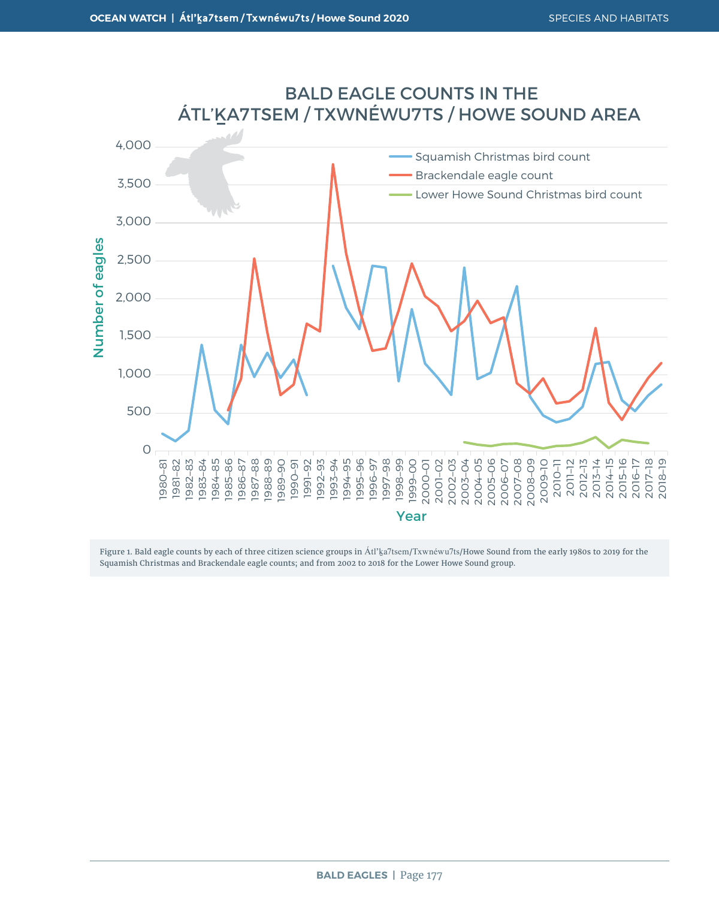## BALD EAGLE COUNTS IN THE ÁTL'K̲A7TSEM / TXWNÉWU7TS / HOWE SOUND AREA

Figure 1. Bald eagle counts by each of three citizen science groups in Átl'ḵa7tsem/Txwnéwu7ts/Howe Sound from the early 1980s to 2019 for the Squamish Christmas and Brackendale eagle counts; and from 2002 to 2018 for the Lower Howe Sound group.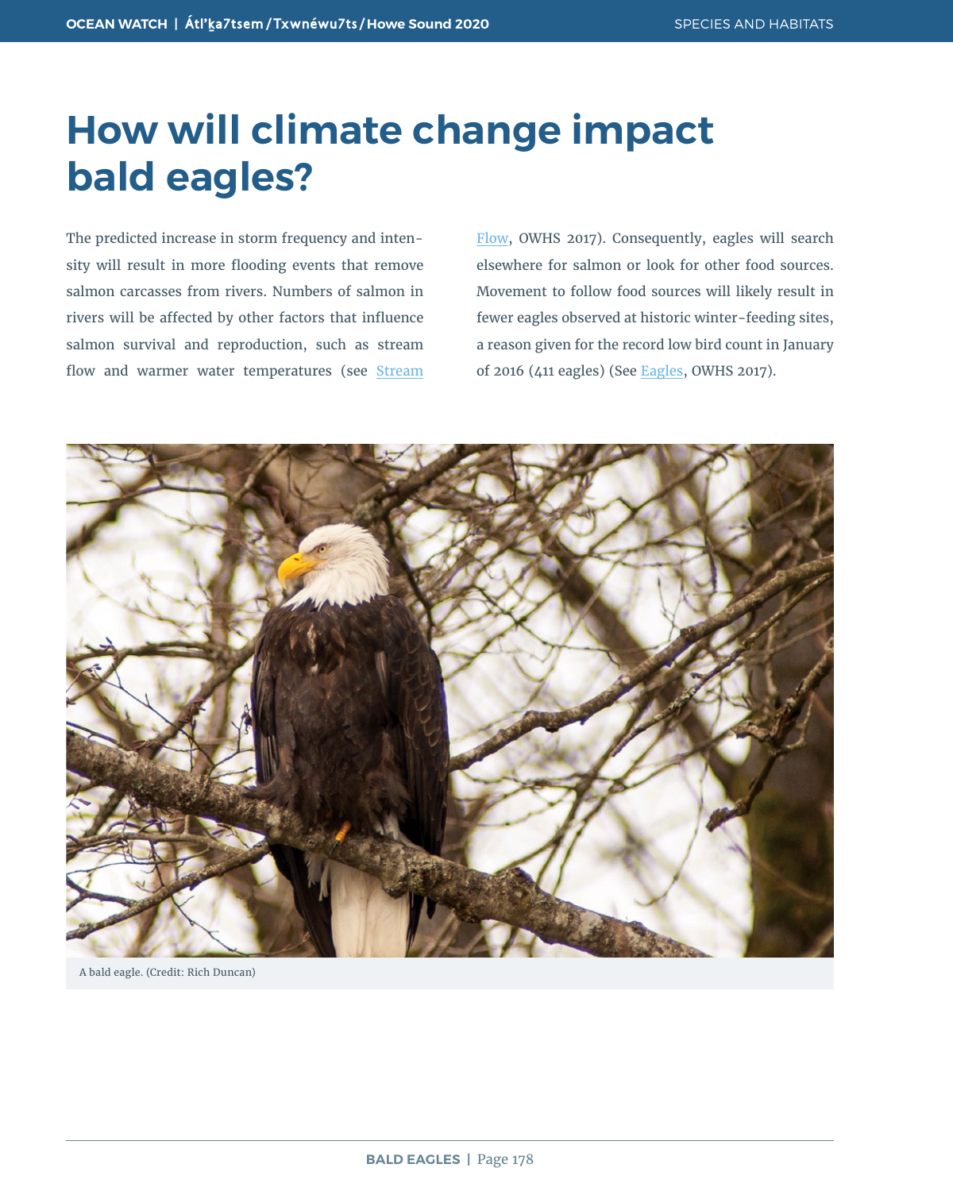# How will climate change impact bald eagles?

The predicted increase in storm frequency and intensity will result in more flooding events that remove salmon carcasses from rivers. Numbers of salmon in rivers will be affected by other factors that influence salmon survival and reproduction, such as stream flow and warmer water temperatures (see Stream Flow, OWHS 2017). Consequently, eagles will search elsewhere for salmon or look for other food sources. Movement to follow food sources will likely result in fewer eagles observed at historic winter-feeding sites, a reason given for the record low bird count in January of 2016 (411 eagles) (See Eagles, OWHS 2017).

A bald eagle. (Credit: Rich Duncan)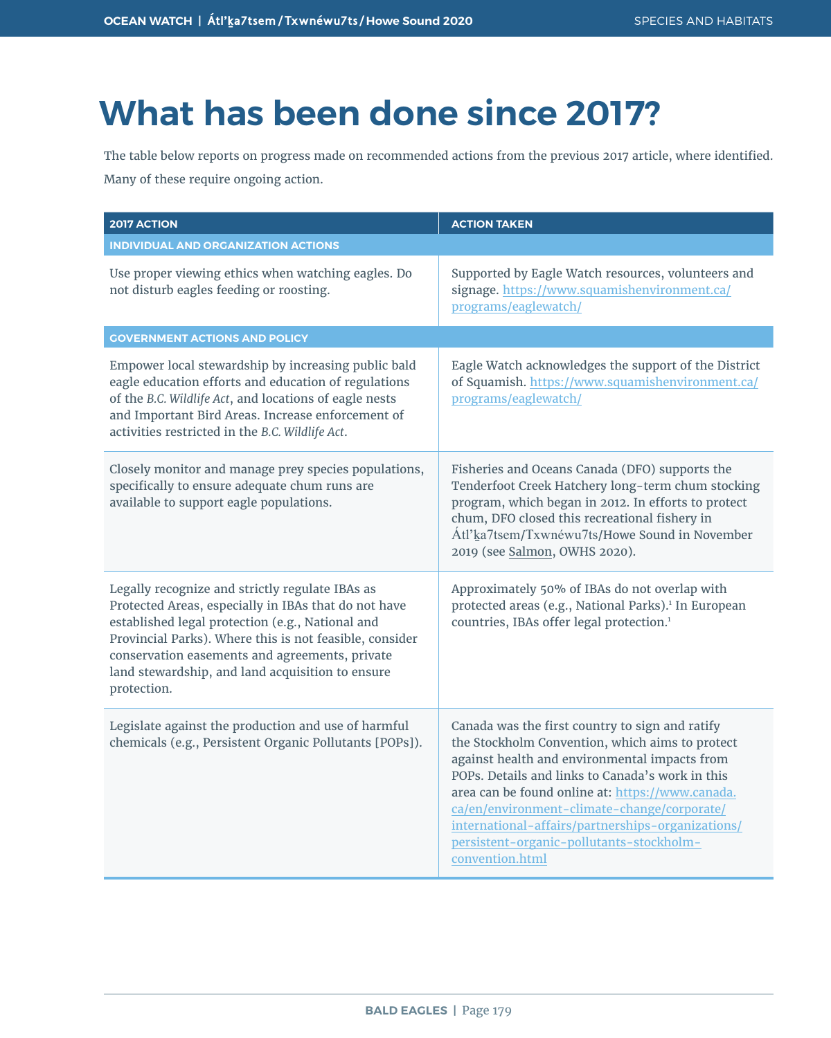# What has been done since 2017?

The table below reports on progress made on recommended actions from the previous 2017 article, where identified. Many of these require ongoing action.

| 2017 ACTION | ACTION TAKEN |
|---|---|
| **INDIVIDUAL AND ORGANIZATION ACTIONS** | |
| Use proper viewing ethics when watching eagles. Do not disturb eagles feeding or roosting. | Supported by Eagle Watch resources, volunteers and signage. https://www.squamishenvironment.ca/programs/eaglewatch/ |
| **GOVERNMENT ACTIONS AND POLICY** | |
| Empower local stewardship by increasing public bald eagle education efforts and education of regulations of the *B.C. Wildlife Act*, and locations of eagle nests and Important Bird Areas. Increase enforcement of activities restricted in the *B.C. Wildlife Act*. | Eagle Watch acknowledges the support of the District of Squamish. https://www.squamishenvironment.ca/programs/eaglewatch/ |
| Closely monitor and manage prey species populations, specifically to ensure adequate chum runs are available to support eagle populations. | Fisheries and Oceans Canada (DFO) supports the Tenderfoot Creek Hatchery long-term chum stocking program, which began in 2012. In efforts to protect chum, DFO closed this recreational fishery in Átl'ḵa7tsem/Txwnéwu7ts/Howe Sound in November 2019 (see Salmon, OWHS 2020). |
| Legally recognize and strictly regulate IBAs as Protected Areas, especially in IBAs that do not have established legal protection (e.g., National and Provincial Parks). Where this is not feasible, consider conservation easements and agreements, private land stewardship, and land acquisition to ensure protection. | Approximately 50% of IBAs do not overlap with protected areas (e.g., National Parks).[1] In European countries, IBAs offer legal protection.[1] |
| Legislate against the production and use of harmful chemicals (e.g., Persistent Organic Pollutants [POPs]). | Canada was the first country to sign and ratify the Stockholm Convention, which aims to protect against health and environmental impacts from POPs. Details and links to Canada's work in this area can be found online at: https://www.canada.ca/en/environment-climate-change/corporate/international-affairs/partnerships-organizations/persistent-organic-pollutants-stockholm-convention.html |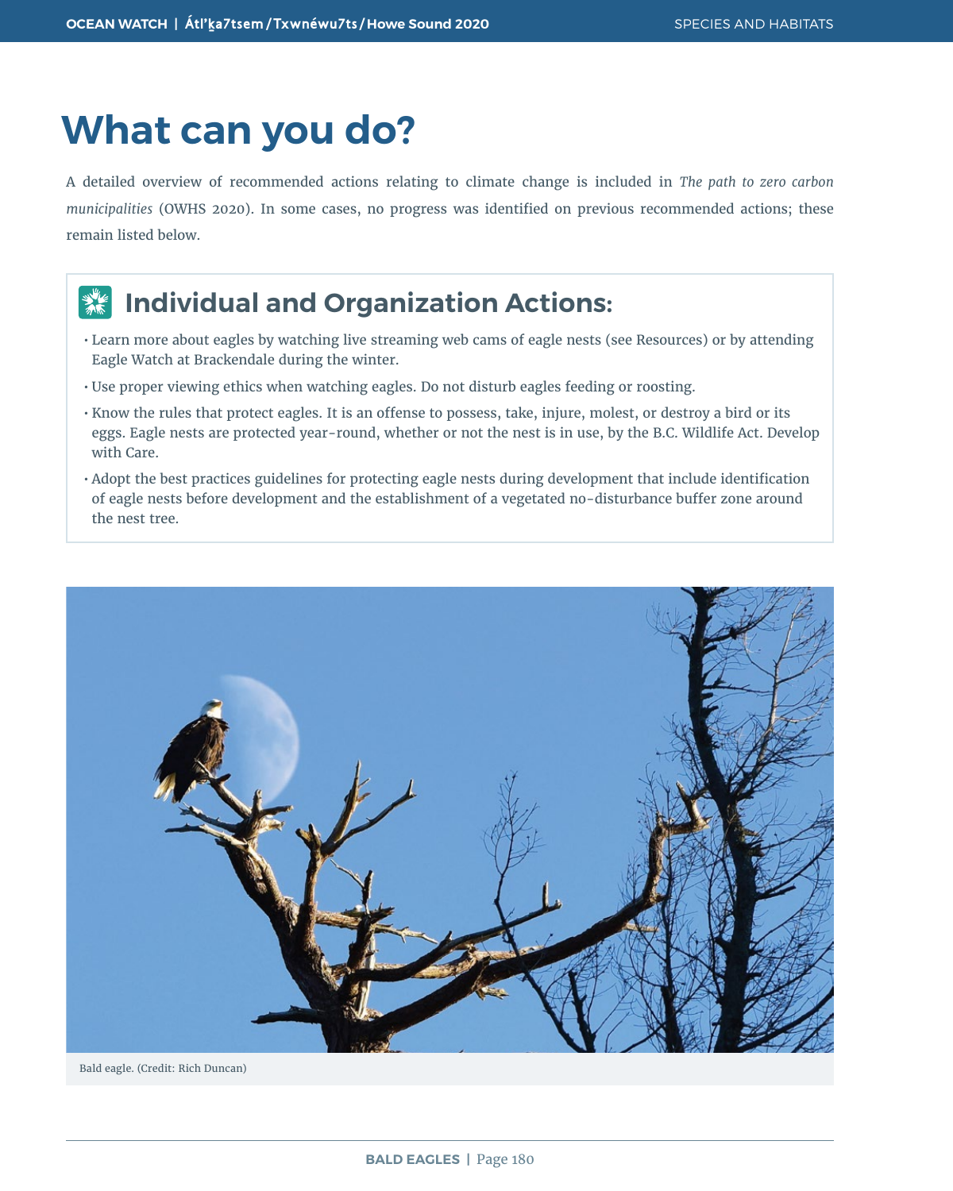# What can you do?

A detailed overview of recommended actions relating to climate change is included in *The path to zero carbon municipalities* (OWHS 2020). In some cases, no progress was identified on previous recommended actions; these remain listed below.

## Individual and Organization Actions:

- Learn more about eagles by watching live streaming web cams of eagle nests (see Resources) or by attending Eagle Watch at Brackendale during the winter.
- Use proper viewing ethics when watching eagles. Do not disturb eagles feeding or roosting.
- Know the rules that protect eagles. It is an offense to possess, take, injure, molest, or destroy a bird or its eggs. Eagle nests are protected year-round, whether or not the nest is in use, by the B.C. Wildlife Act. Develop with Care.
- Adopt the best practices guidelines for protecting eagle nests during development that include identification of eagle nests before development and the establishment of a vegetated no-disturbance buffer zone around the nest tree.

Bald eagle. (Credit: Rich Duncan)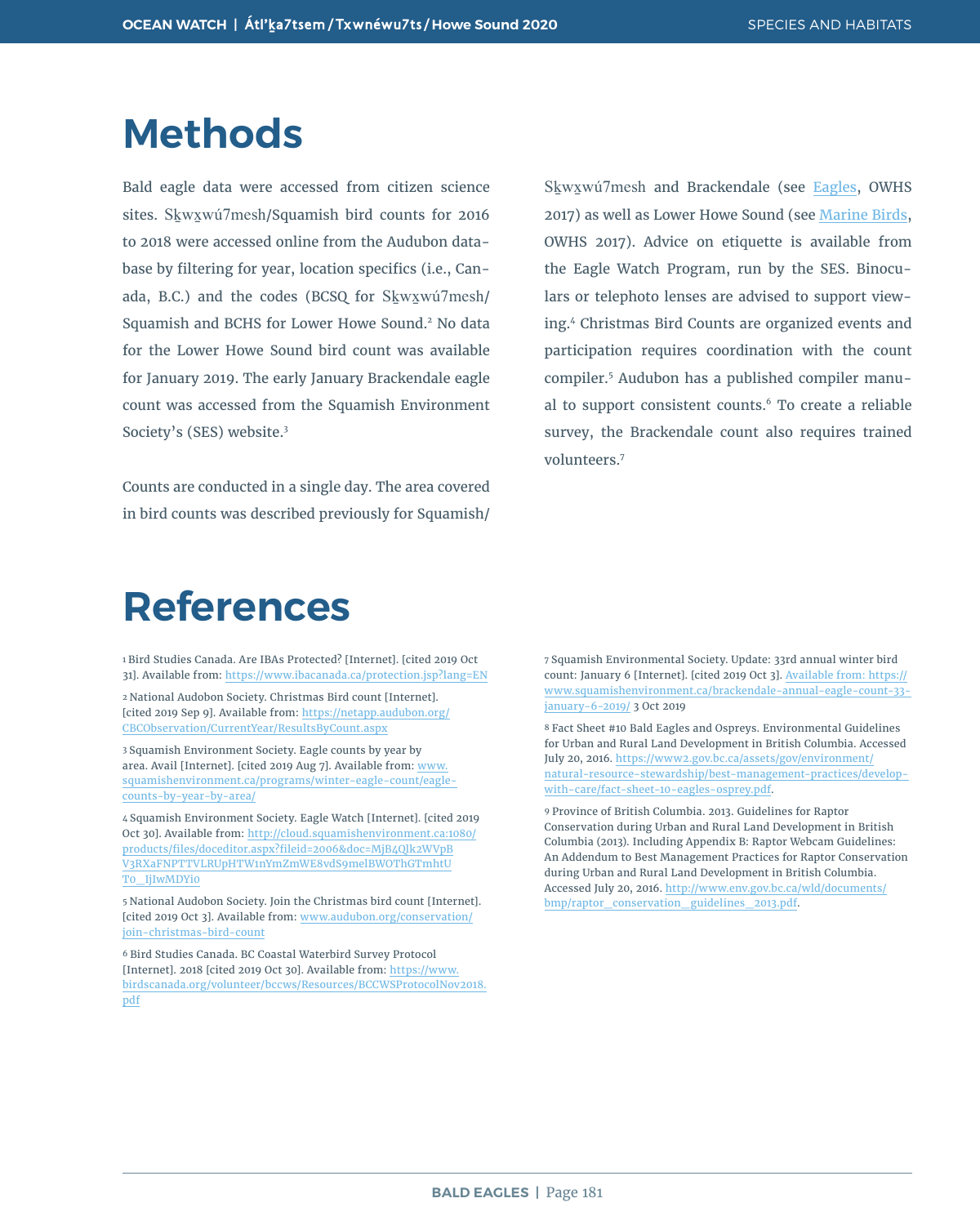# Methods

Bald eagle data were accessed from citizen science sites. Sḵwx̱wú7mesh/Squamish bird counts for 2016 to 2018 were accessed online from the Audubon database by filtering for year, location specifics (i.e., Canada, B.C.) and the codes (BCSQ for Sḵwx̱wú7mesh/Squamish and BCHS for Lower Howe Sound.[2] No data for the Lower Howe Sound bird count was available for January 2019. The early January Brackendale eagle count was accessed from the Squamish Environment Society's (SES) website.[3]

Counts are conducted in a single day. The area covered in bird counts was described previously for Squamish/Sḵwx̱wú7mesh and Brackendale (see Eagles, OWHS 2017) as well as Lower Howe Sound (see Marine Birds, OWHS 2017). Advice on etiquette is available from the Eagle Watch Program, run by the SES. Binoculars or telephoto lenses are advised to support viewing.[4] Christmas Bird Counts are organized events and participation requires coordination with the count compiler.[5] Audubon has a published compiler manual to support consistent counts.[6] To create a reliable survey, the Brackendale count also requires trained volunteers.[7]

# References

1 Bird Studies Canada. Are IBAs Protected? [Internet]. [cited 2019 Oct 31]. Available from: https://www.ibacanada.ca/protection.jsp?lang=EN

2 National Audobon Society. Christmas Bird count [Internet]. [cited 2019 Sep 9]. Available from: https://netapp.audubon.org/CBCObservation/CurrentYear/ResultsByCount.aspx

3 Squamish Environment Society. Eagle counts by year by area. Avail [Internet]. [cited 2019 Aug 7]. Available from: www.squamishenvironment.ca/programs/winter-eagle-count/eagle-counts-by-year-by-area/

4 Squamish Environment Society. Eagle Watch [Internet]. [cited 2019 Oct 30]. Available from: http://cloud.squamishenvironment.ca:1080/products/files/doceditor.aspx?fileid=2006&doc=MjB4Qlk2WVpBV3RXaFNPTTVLRUpHTW1nYmZmWE8vdS9melBWOThGTmhtUT0_IjIwMDYi0

5 National Audobon Society. Join the Christmas bird count [Internet]. [cited 2019 Oct 3]. Available from: www.audubon.org/conservation/join-christmas-bird-count

6 Bird Studies Canada. BC Coastal Waterbird Survey Protocol [Internet]. 2018 [cited 2019 Oct 30]. Available from: https://www.birdscanada.org/volunteer/bccws/Resources/BCCWSProtocolNov2018.pdf

7 Squamish Environmental Society. Update: 33rd annual winter bird count: January 6 [Internet]. [cited 2019 Oct 3]. Available from: https://www.squamishenvironment.ca/brackendale-annual-eagle-count-33-january-6-2019/ 3 Oct 2019

8 Fact Sheet #10 Bald Eagles and Ospreys. Environmental Guidelines for Urban and Rural Land Development in British Columbia. Accessed July 20, 2016. https://www2.gov.bc.ca/assets/gov/environment/natural-resource-stewardship/best-management-practices/develop-with-care/fact-sheet-10-eagles-osprey.pdf.

9 Province of British Columbia. 2013. Guidelines for Raptor Conservation during Urban and Rural Land Development in British Columbia (2013). Including Appendix B: Raptor Webcam Guidelines: An Addendum to Best Management Practices for Raptor Conservation during Urban and Rural Land Development in British Columbia. Accessed July 20, 2016. http://www.env.gov.bc.ca/wld/documents/bmp/raptor_conservation_guidelines_2013.pdf.